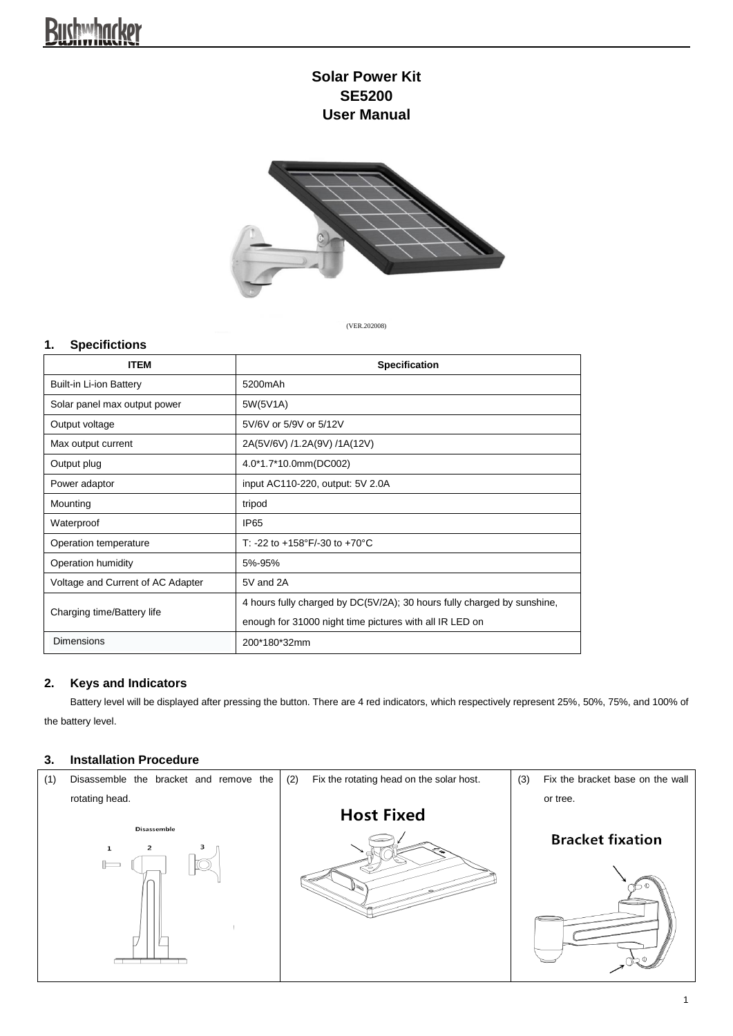# Solar Power Kit
# SE5200
# User Manual

(VER.202008)

## 1. Specifictions

| ITEM | Specification |
|---|---|
| Built-in Li-ion Battery | 5200mAh |
| Solar panel max output power | 5W(5V1A) |
| Output voltage | 5V/6V or 5/9V or 5/12V |
| Max output current | 2A(5V/6V) /1.2A(9V) /1A(12V) |
| Output plug | 4.0*1.7*10.0mm(DC002) |
| Power adaptor | input AC110-220, output: 5V 2.0A |
| Mounting | tripod |
| Waterproof | IP65 |
| Operation temperature | T: -22 to +158°F/-30 to +70°C |
| Operation humidity | 5%-95% |
| Voltage and Current of AC Adapter | 5V and 2A |
| Charging time/Battery life | 4 hours fully charged by DC(5V/2A); 30 hours fully charged by sunshine, enough for 31000 night time pictures with all IR LED on |
| Dimensions | 200*180*32mm |

## 2. Keys and Indicators

Battery level will be displayed after pressing the button. There are 4 red indicators, which respectively represent 25%, 50%, 75%, and 100% of the battery level.

## 3. Installation Procedure

| (1) Disassemble the bracket and remove the rotating head. | (2) Fix the rotating head on the solar host. | (3) Fix the bracket base on the wall or tree. |
|---|---|---|
| Disassemble<br>1 2 3 | Host Fixed | Bracket fixation |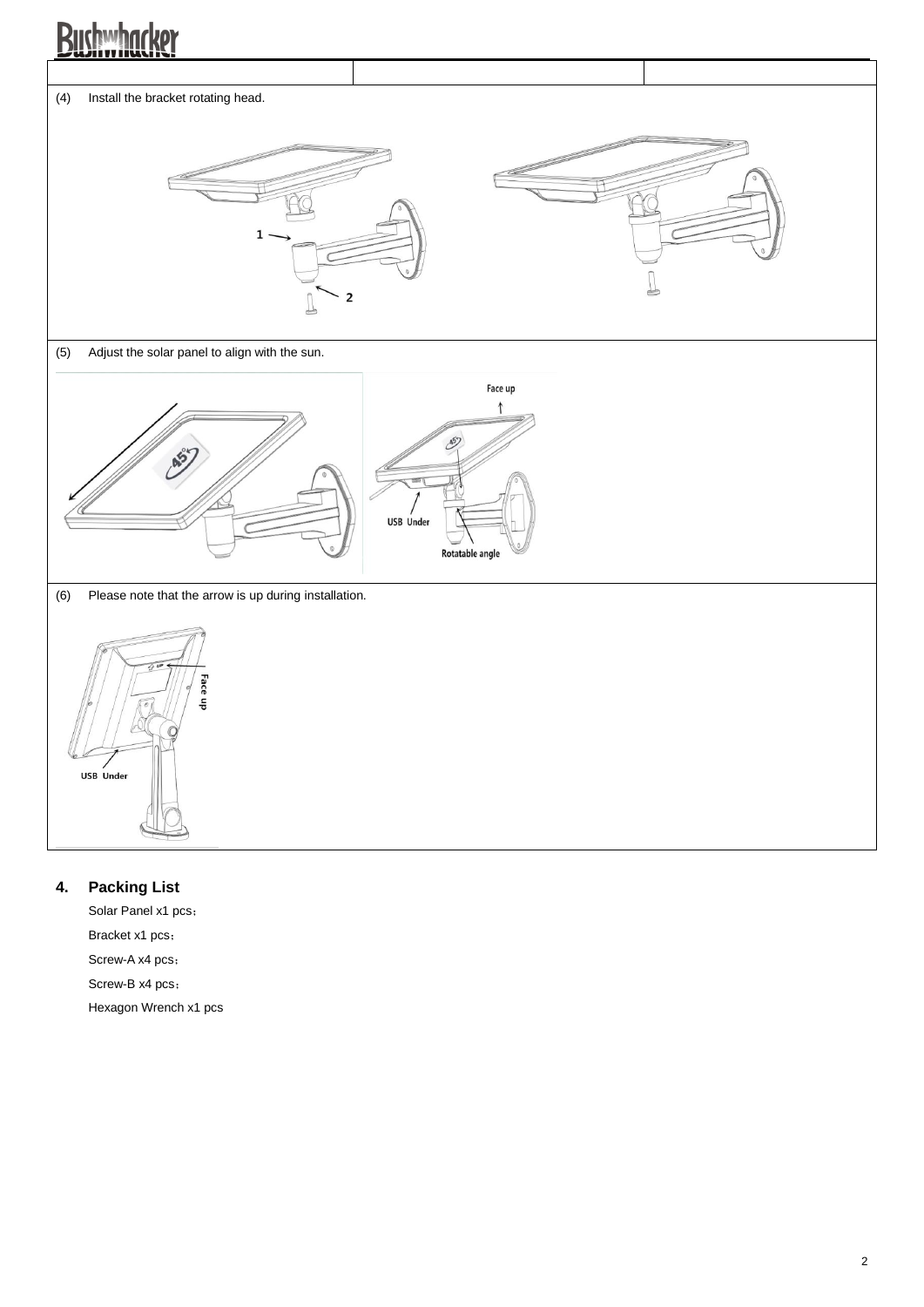(4) Install the bracket rotating head.

1

2

(5) Adjust the solar panel to align with the sun.

45°

Face up

45°

USB Under

Rotatable angle

(6) Please note that the arrow is up during installation.

Face up

USB Under

## 4. Packing List

Solar Panel x1 pcs；

Bracket x1 pcs；

Screw-A x4 pcs；

Screw-B x4 pcs；

Hexagon Wrench x1 pcs